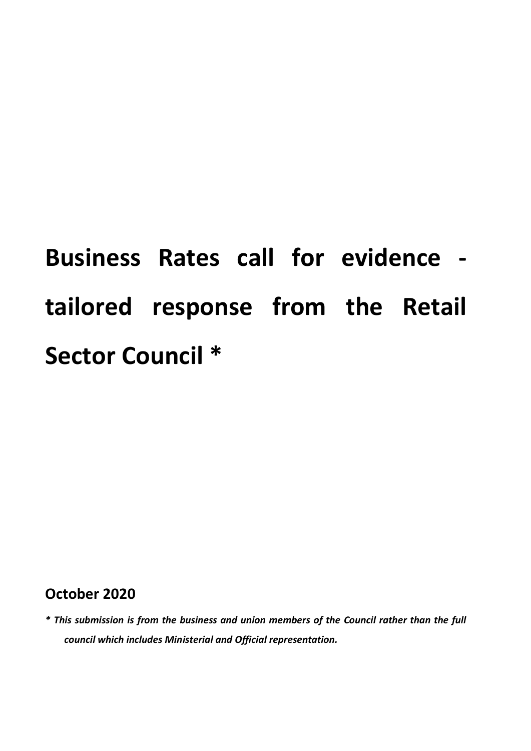# Business Rates call for evidence - tailored response from the Retail Sector Council *

**October 2020**

***\* This submission is from the business and union members of the Council rather than the full council which includes Ministerial and Official representation.***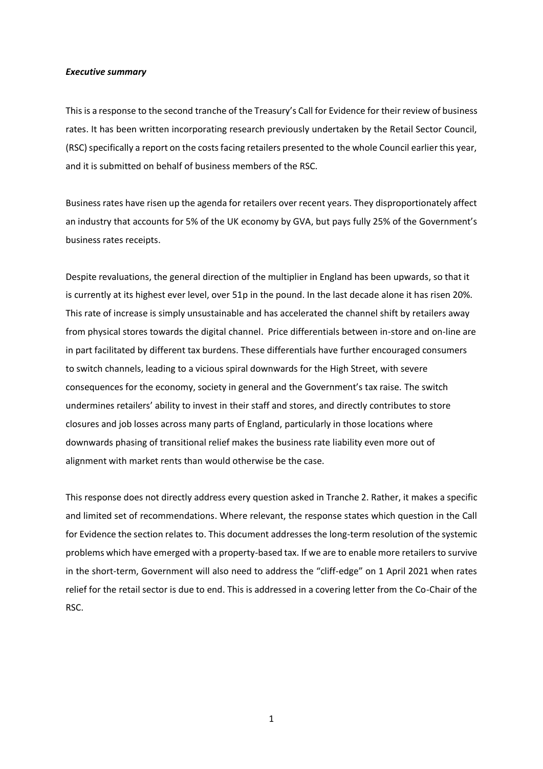***Executive summary***

This is a response to the second tranche of the Treasury's Call for Evidence for their review of business rates. It has been written incorporating research previously undertaken by the Retail Sector Council, (RSC) specifically a report on the costs facing retailers presented to the whole Council earlier this year, and it is submitted on behalf of business members of the RSC.

Business rates have risen up the agenda for retailers over recent years. They disproportionately affect an industry that accounts for 5% of the UK economy by GVA, but pays fully 25% of the Government's business rates receipts.

Despite revaluations, the general direction of the multiplier in England has been upwards, so that it is currently at its highest ever level, over 51p in the pound. In the last decade alone it has risen 20%. This rate of increase is simply unsustainable and has accelerated the channel shift by retailers away from physical stores towards the digital channel. Price differentials between in-store and on-line are in part facilitated by different tax burdens. These differentials have further encouraged consumers to switch channels, leading to a vicious spiral downwards for the High Street, with severe consequences for the economy, society in general and the Government's tax raise. The switch undermines retailers' ability to invest in their staff and stores, and directly contributes to store closures and job losses across many parts of England, particularly in those locations where downwards phasing of transitional relief makes the business rate liability even more out of alignment with market rents than would otherwise be the case.

This response does not directly address every question asked in Tranche 2. Rather, it makes a specific and limited set of recommendations. Where relevant, the response states which question in the Call for Evidence the section relates to. This document addresses the long-term resolution of the systemic problems which have emerged with a property-based tax. If we are to enable more retailers to survive in the short-term, Government will also need to address the "cliff-edge" on 1 April 2021 when rates relief for the retail sector is due to end. This is addressed in a covering letter from the Co-Chair of the RSC.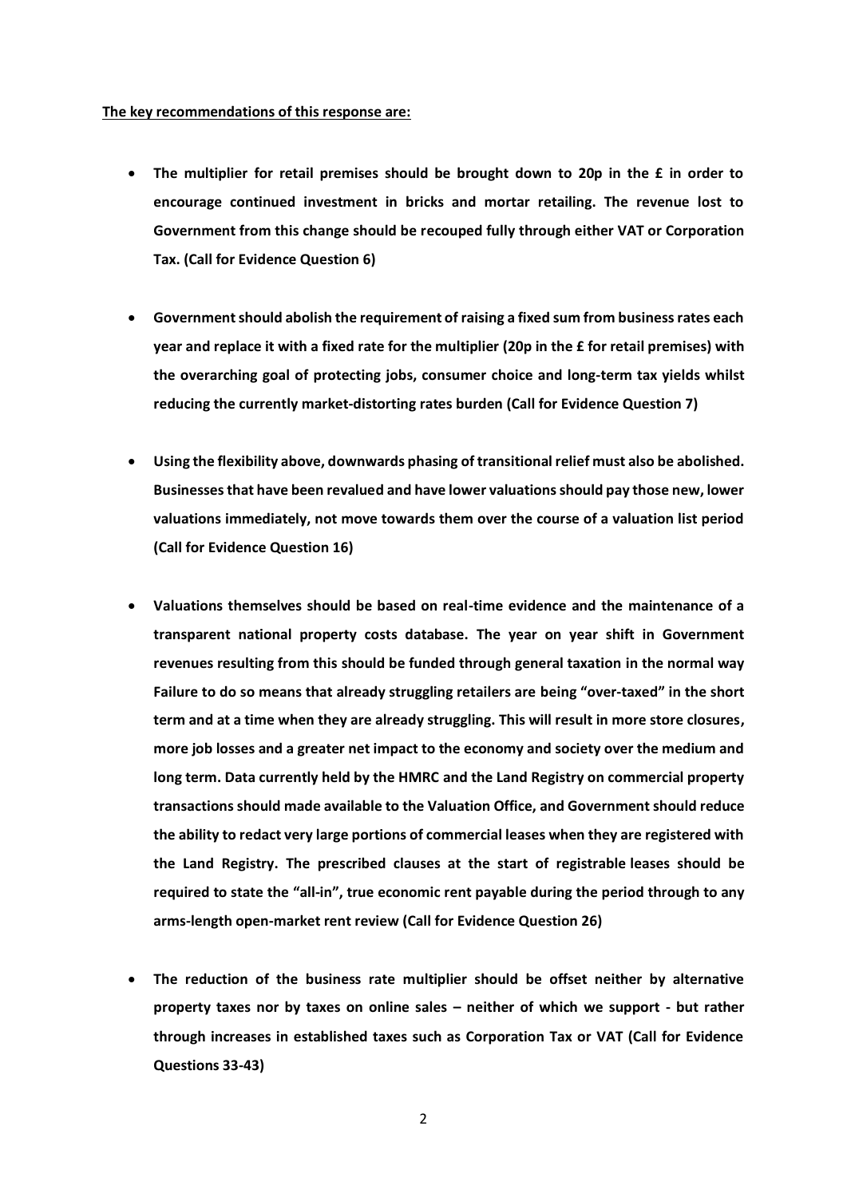**The key recommendations of this response are:**

- **The multiplier for retail premises should be brought down to 20p in the £ in order to encourage continued investment in bricks and mortar retailing. The revenue lost to Government from this change should be recouped fully through either VAT or Corporation Tax. (Call for Evidence Question 6)**

- **Government should abolish the requirement of raising a fixed sum from business rates each year and replace it with a fixed rate for the multiplier (20p in the £ for retail premises) with the overarching goal of protecting jobs, consumer choice and long-term tax yields whilst reducing the currently market-distorting rates burden (Call for Evidence Question 7)**

- **Using the flexibility above, downwards phasing of transitional relief must also be abolished. Businesses that have been revalued and have lower valuations should pay those new, lower valuations immediately, not move towards them over the course of a valuation list period (Call for Evidence Question 16)**

- **Valuations themselves should be based on real-time evidence and the maintenance of a transparent national property costs database. The year on year shift in Government revenues resulting from this should be funded through general taxation in the normal way Failure to do so means that already struggling retailers are being "over-taxed" in the short term and at a time when they are already struggling. This will result in more store closures, more job losses and a greater net impact to the economy and society over the medium and long term. Data currently held by the HMRC and the Land Registry on commercial property transactions should made available to the Valuation Office, and Government should reduce the ability to redact very large portions of commercial leases when they are registered with the Land Registry. The prescribed clauses at the start of registrable leases should be required to state the "all-in", true economic rent payable during the period through to any arms-length open-market rent review (Call for Evidence Question 26)**

- **The reduction of the business rate multiplier should be offset neither by alternative property taxes nor by taxes on online sales – neither of which we support - but rather through increases in established taxes such as Corporation Tax or VAT (Call for Evidence Questions 33-43)**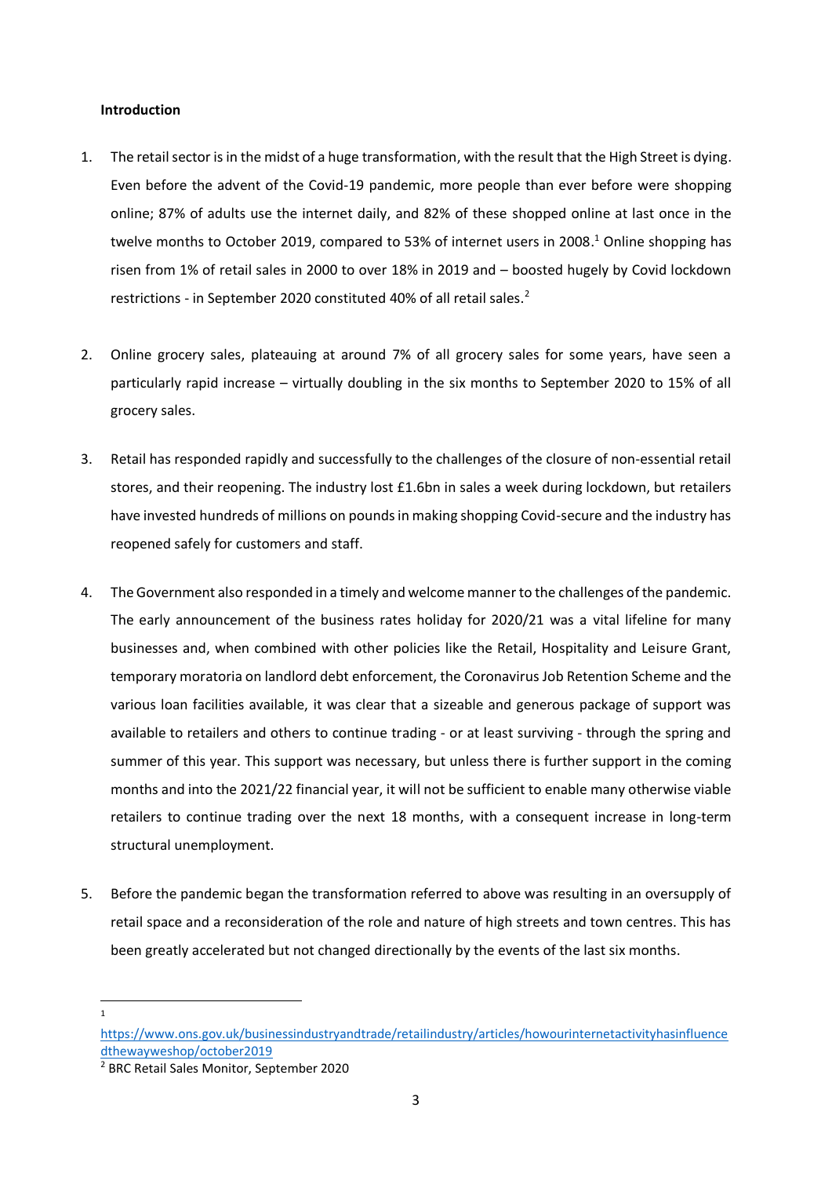**Introduction**

1. The retail sector is in the midst of a huge transformation, with the result that the High Street is dying. Even before the advent of the Covid-19 pandemic, more people than ever before were shopping online; 87% of adults use the internet daily, and 82% of these shopped online at last once in the twelve months to October 2019, compared to 53% of internet users in 2008.[1] Online shopping has risen from 1% of retail sales in 2000 to over 18% in 2019 and – boosted hugely by Covid lockdown restrictions - in September 2020 constituted 40% of all retail sales.[2]

2. Online grocery sales, plateauing at around 7% of all grocery sales for some years, have seen a particularly rapid increase – virtually doubling in the six months to September 2020 to 15% of all grocery sales.

3. Retail has responded rapidly and successfully to the challenges of the closure of non-essential retail stores, and their reopening. The industry lost £1.6bn in sales a week during lockdown, but retailers have invested hundreds of millions on pounds in making shopping Covid-secure and the industry has reopened safely for customers and staff.

4. The Government also responded in a timely and welcome manner to the challenges of the pandemic. The early announcement of the business rates holiday for 2020/21 was a vital lifeline for many businesses and, when combined with other policies like the Retail, Hospitality and Leisure Grant, temporary moratoria on landlord debt enforcement, the Coronavirus Job Retention Scheme and the various loan facilities available, it was clear that a sizeable and generous package of support was available to retailers and others to continue trading - or at least surviving - through the spring and summer of this year. This support was necessary, but unless there is further support in the coming months and into the 2021/22 financial year, it will not be sufficient to enable many otherwise viable retailers to continue trading over the next 18 months, with a consequent increase in long-term structural unemployment.

5. Before the pandemic began the transformation referred to above was resulting in an oversupply of retail space and a reconsideration of the role and nature of high streets and town centres. This has been greatly accelerated but not changed directionally by the events of the last six months.

---

[1] https://www.ons.gov.uk/businessindustryandtrade/retailindustry/articles/howourinternetactivityhasinfluencedthewayweshop/october2019

[2] BRC Retail Sales Monitor, September 2020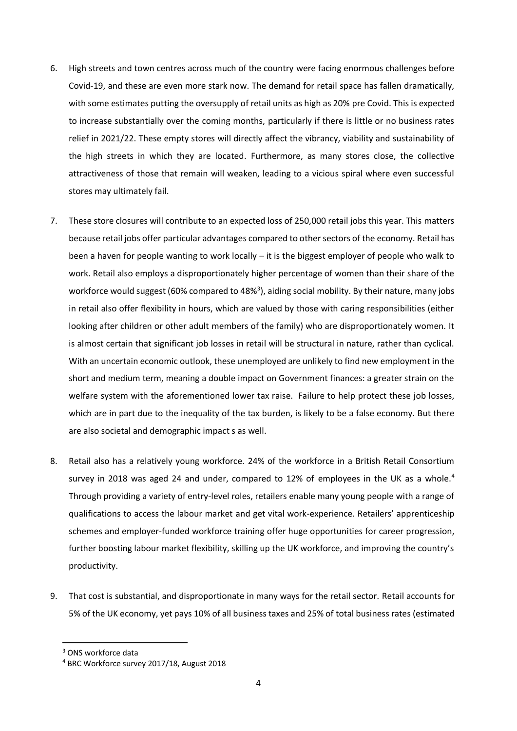6. High streets and town centres across much of the country were facing enormous challenges before Covid-19, and these are even more stark now. The demand for retail space has fallen dramatically, with some estimates putting the oversupply of retail units as high as 20% pre Covid. This is expected to increase substantially over the coming months, particularly if there is little or no business rates relief in 2021/22. These empty stores will directly affect the vibrancy, viability and sustainability of the high streets in which they are located. Furthermore, as many stores close, the collective attractiveness of those that remain will weaken, leading to a vicious spiral where even successful stores may ultimately fail.

7. These store closures will contribute to an expected loss of 250,000 retail jobs this year. This matters because retail jobs offer particular advantages compared to other sectors of the economy. Retail has been a haven for people wanting to work locally – it is the biggest employer of people who walk to work. Retail also employs a disproportionately higher percentage of women than their share of the workforce would suggest (60% compared to 48%[3]), aiding social mobility. By their nature, many jobs in retail also offer flexibility in hours, which are valued by those with caring responsibilities (either looking after children or other adult members of the family) who are disproportionately women. It is almost certain that significant job losses in retail will be structural in nature, rather than cyclical. With an uncertain economic outlook, these unemployed are unlikely to find new employment in the short and medium term, meaning a double impact on Government finances: a greater strain on the welfare system with the aforementioned lower tax raise. Failure to help protect these job losses, which are in part due to the inequality of the tax burden, is likely to be a false economy. But there are also societal and demographic impact s as well.

8. Retail also has a relatively young workforce. 24% of the workforce in a British Retail Consortium survey in 2018 was aged 24 and under, compared to 12% of employees in the UK as a whole.[4] Through providing a variety of entry-level roles, retailers enable many young people with a range of qualifications to access the labour market and get vital work-experience. Retailers' apprenticeship schemes and employer-funded workforce training offer huge opportunities for career progression, further boosting labour market flexibility, skilling up the UK workforce, and improving the country's productivity.

9. That cost is substantial, and disproportionate in many ways for the retail sector. Retail accounts for 5% of the UK economy, yet pays 10% of all business taxes and 25% of total business rates (estimated

---

[3] ONS workforce data

[4] BRC Workforce survey 2017/18, August 2018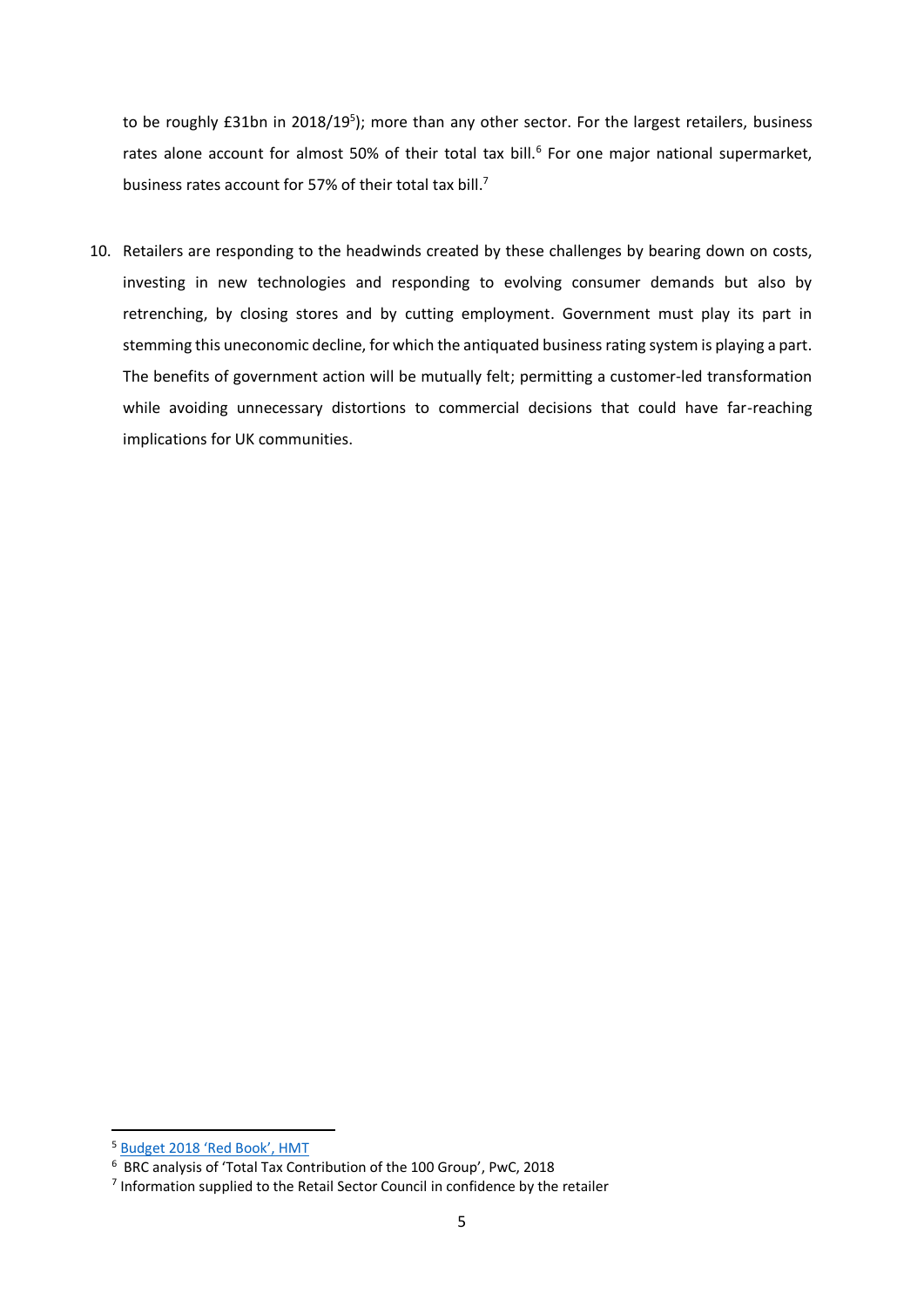to be roughly £31bn in 2018/19[5]); more than any other sector. For the largest retailers, business rates alone account for almost 50% of their total tax bill.[6] For one major national supermarket, business rates account for 57% of their total tax bill.[7]

10. Retailers are responding to the headwinds created by these challenges by bearing down on costs, investing in new technologies and responding to evolving consumer demands but also by retrenching, by closing stores and by cutting employment. Government must play its part in stemming this uneconomic decline, for which the antiquated business rating system is playing a part. The benefits of government action will be mutually felt; permitting a customer-led transformation while avoiding unnecessary distortions to commercial decisions that could have far-reaching implications for UK communities.

---

[5] Budget 2018 'Red Book', HMT

[6] BRC analysis of 'Total Tax Contribution of the 100 Group', PwC, 2018

[7] Information supplied to the Retail Sector Council in confidence by the retailer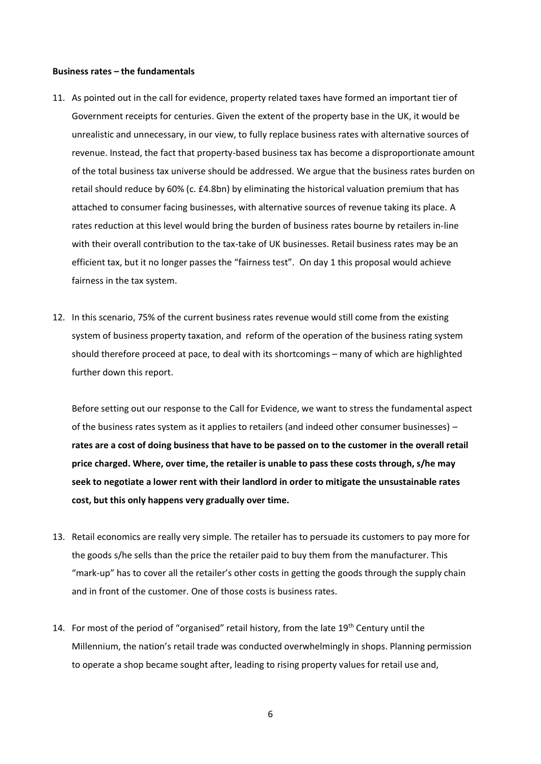**Business rates – the fundamentals**

11. As pointed out in the call for evidence, property related taxes have formed an important tier of Government receipts for centuries. Given the extent of the property base in the UK, it would be unrealistic and unnecessary, in our view, to fully replace business rates with alternative sources of revenue. Instead, the fact that property-based business tax has become a disproportionate amount of the total business tax universe should be addressed. We argue that the business rates burden on retail should reduce by 60% (c. £4.8bn) by eliminating the historical valuation premium that has attached to consumer facing businesses, with alternative sources of revenue taking its place. A rates reduction at this level would bring the burden of business rates bourne by retailers in-line with their overall contribution to the tax-take of UK businesses. Retail business rates may be an efficient tax, but it no longer passes the "fairness test". On day 1 this proposal would achieve fairness in the tax system.

12. In this scenario, 75% of the current business rates revenue would still come from the existing system of business property taxation, and reform of the operation of the business rating system should therefore proceed at pace, to deal with its shortcomings – many of which are highlighted further down this report.

    Before setting out our response to the Call for Evidence, we want to stress the fundamental aspect of the business rates system as it applies to retailers (and indeed other consumer businesses) – **rates are a cost of doing business that have to be passed on to the customer in the overall retail price charged. Where, over time, the retailer is unable to pass these costs through, s/he may seek to negotiate a lower rent with their landlord in order to mitigate the unsustainable rates cost, but this only happens very gradually over time.**

13. Retail economics are really very simple. The retailer has to persuade its customers to pay more for the goods s/he sells than the price the retailer paid to buy them from the manufacturer. This "mark-up" has to cover all the retailer's other costs in getting the goods through the supply chain and in front of the customer. One of those costs is business rates.

14. For most of the period of "organised" retail history, from the late 19th Century until the Millennium, the nation's retail trade was conducted overwhelmingly in shops. Planning permission to operate a shop became sought after, leading to rising property values for retail use and,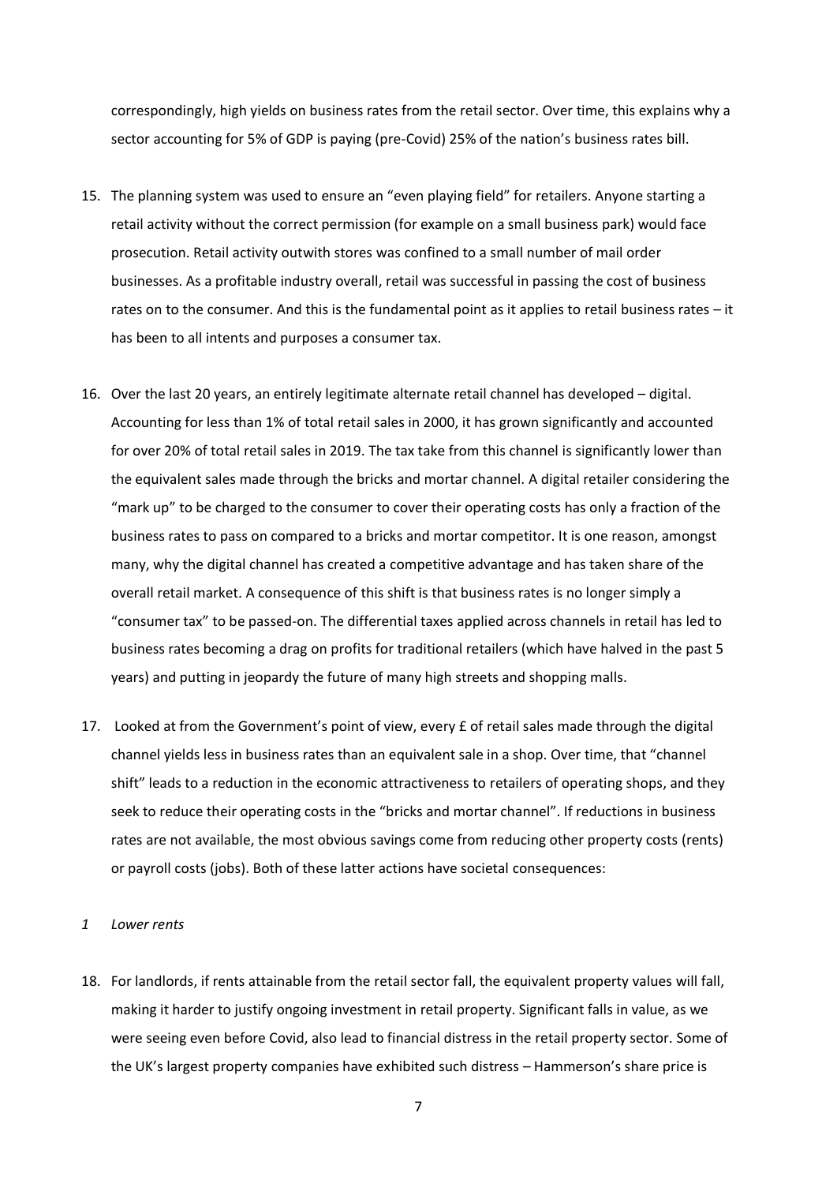correspondingly, high yields on business rates from the retail sector. Over time, this explains why a sector accounting for 5% of GDP is paying (pre-Covid) 25% of the nation's business rates bill.

15. The planning system was used to ensure an "even playing field" for retailers. Anyone starting a retail activity without the correct permission (for example on a small business park) would face prosecution. Retail activity outwith stores was confined to a small number of mail order businesses. As a profitable industry overall, retail was successful in passing the cost of business rates on to the consumer. And this is the fundamental point as it applies to retail business rates – it has been to all intents and purposes a consumer tax.

16. Over the last 20 years, an entirely legitimate alternate retail channel has developed – digital. Accounting for less than 1% of total retail sales in 2000, it has grown significantly and accounted for over 20% of total retail sales in 2019. The tax take from this channel is significantly lower than the equivalent sales made through the bricks and mortar channel. A digital retailer considering the "mark up" to be charged to the consumer to cover their operating costs has only a fraction of the business rates to pass on compared to a bricks and mortar competitor. It is one reason, amongst many, why the digital channel has created a competitive advantage and has taken share of the overall retail market. A consequence of this shift is that business rates is no longer simply a "consumer tax" to be passed-on. The differential taxes applied across channels in retail has led to business rates becoming a drag on profits for traditional retailers (which have halved in the past 5 years) and putting in jeopardy the future of many high streets and shopping malls.

17. Looked at from the Government's point of view, every £ of retail sales made through the digital channel yields less in business rates than an equivalent sale in a shop. Over time, that "channel shift" leads to a reduction in the economic attractiveness to retailers of operating shops, and they seek to reduce their operating costs in the "bricks and mortar channel". If reductions in business rates are not available, the most obvious savings come from reducing other property costs (rents) or payroll costs (jobs). Both of these latter actions have societal consequences:

*1 Lower rents*

18. For landlords, if rents attainable from the retail sector fall, the equivalent property values will fall, making it harder to justify ongoing investment in retail property. Significant falls in value, as we were seeing even before Covid, also lead to financial distress in the retail property sector. Some of the UK's largest property companies have exhibited such distress – Hammerson's share price is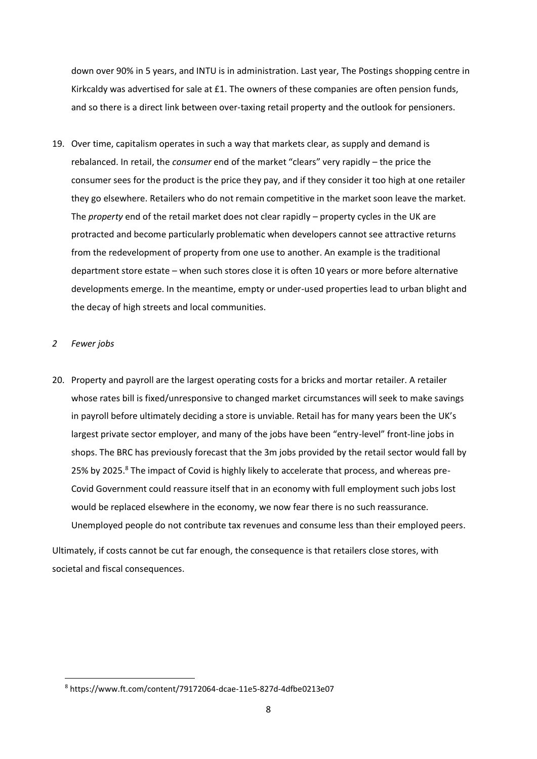down over 90% in 5 years, and INTU is in administration. Last year, The Postings shopping centre in Kirkcaldy was advertised for sale at £1. The owners of these companies are often pension funds, and so there is a direct link between over-taxing retail property and the outlook for pensioners.

19. Over time, capitalism operates in such a way that markets clear, as supply and demand is rebalanced. In retail, the *consumer* end of the market "clears" very rapidly – the price the consumer sees for the product is the price they pay, and if they consider it too high at one retailer they go elsewhere. Retailers who do not remain competitive in the market soon leave the market. The *property* end of the retail market does not clear rapidly – property cycles in the UK are protracted and become particularly problematic when developers cannot see attractive returns from the redevelopment of property from one use to another. An example is the traditional department store estate – when such stores close it is often 10 years or more before alternative developments emerge. In the meantime, empty or under-used properties lead to urban blight and the decay of high streets and local communities.

*2 Fewer jobs*

20. Property and payroll are the largest operating costs for a bricks and mortar retailer. A retailer whose rates bill is fixed/unresponsive to changed market circumstances will seek to make savings in payroll before ultimately deciding a store is unviable. Retail has for many years been the UK's largest private sector employer, and many of the jobs have been "entry-level" front-line jobs in shops. The BRC has previously forecast that the 3m jobs provided by the retail sector would fall by 25% by 2025.[8] The impact of Covid is highly likely to accelerate that process, and whereas pre-Covid Government could reassure itself that in an economy with full employment such jobs lost would be replaced elsewhere in the economy, we now fear there is no such reassurance. Unemployed people do not contribute tax revenues and consume less than their employed peers.

Ultimately, if costs cannot be cut far enough, the consequence is that retailers close stores, with societal and fiscal consequences.

[8] https://www.ft.com/content/79172064-dcae-11e5-827d-4dfbe0213e07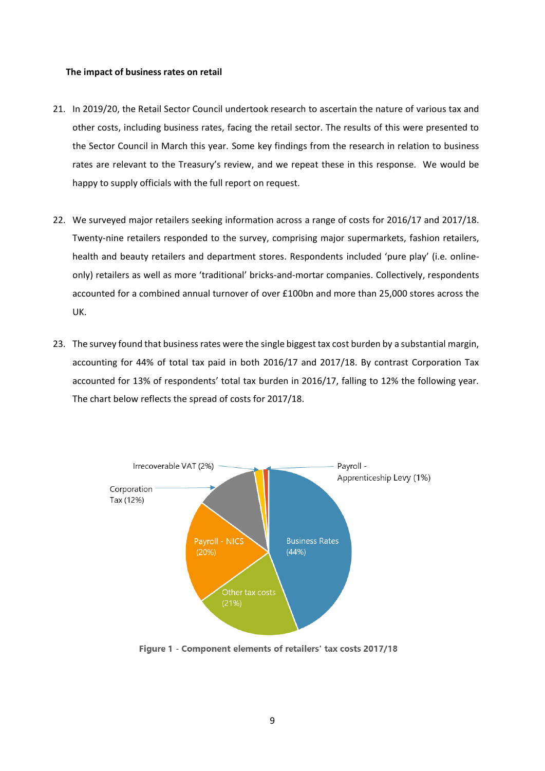**The impact of business rates on retail**

21. In 2019/20, the Retail Sector Council undertook research to ascertain the nature of various tax and other costs, including business rates, facing the retail sector. The results of this were presented to the Sector Council in March this year. Some key findings from the research in relation to business rates are relevant to the Treasury's review, and we repeat these in this response. We would be happy to supply officials with the full report on request.

22. We surveyed major retailers seeking information across a range of costs for 2016/17 and 2017/18. Twenty-nine retailers responded to the survey, comprising major supermarkets, fashion retailers, health and beauty retailers and department stores. Respondents included 'pure play' (i.e. online-only) retailers as well as more 'traditional' bricks-and-mortar companies. Collectively, respondents accounted for a combined annual turnover of over £100bn and more than 25,000 stores across the UK.

23. The survey found that business rates were the single biggest tax cost burden by a substantial margin, accounting for 44% of total tax paid in both 2016/17 and 2017/18. By contrast Corporation Tax accounted for 13% of respondents' total tax burden in 2016/17, falling to 12% the following year. The chart below reflects the spread of costs for 2017/18.

Irrecoverable VAT (2%)
Payroll - Apprenticeship Levy (1%)
Corporation Tax (12%)
Payroll - NICS (20%)
Business Rates (44%)
Other tax costs (21%)

**Figure 1 - Component elements of retailers' tax costs 2017/18**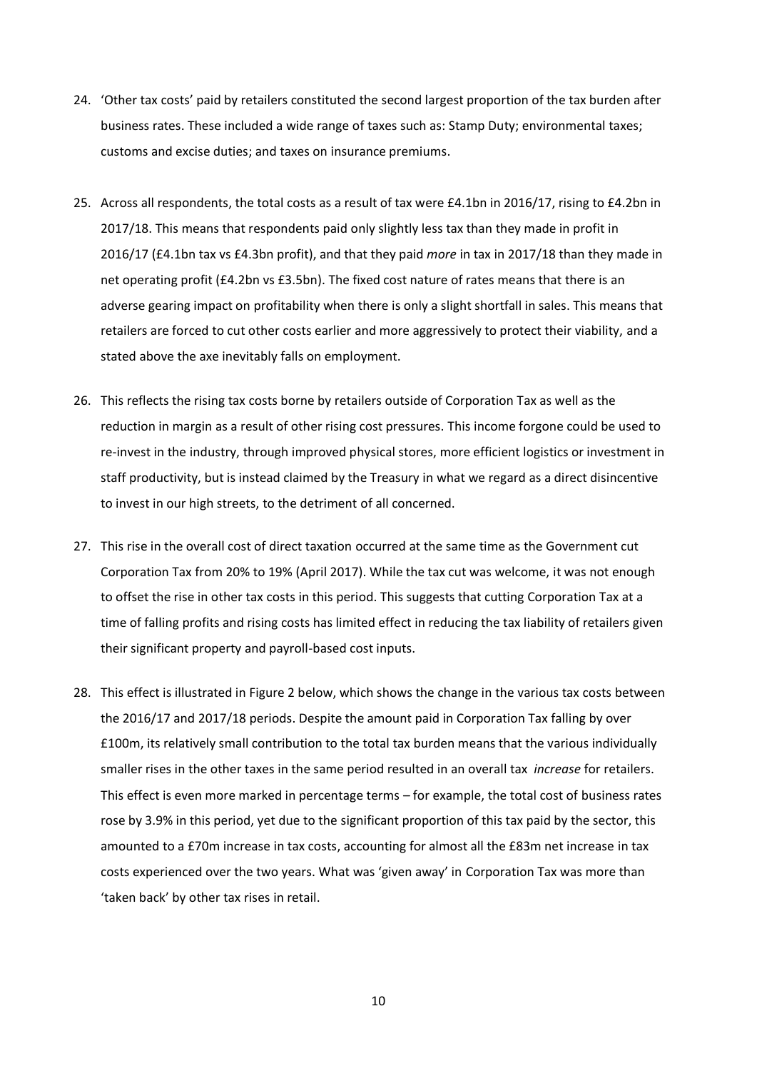24. 'Other tax costs' paid by retailers constituted the second largest proportion of the tax burden after business rates. These included a wide range of taxes such as: Stamp Duty; environmental taxes; customs and excise duties; and taxes on insurance premiums.

25. Across all respondents, the total costs as a result of tax were £4.1bn in 2016/17, rising to £4.2bn in 2017/18. This means that respondents paid only slightly less tax than they made in profit in 2016/17 (£4.1bn tax vs £4.3bn profit), and that they paid *more* in tax in 2017/18 than they made in net operating profit (£4.2bn vs £3.5bn). The fixed cost nature of rates means that there is an adverse gearing impact on profitability when there is only a slight shortfall in sales. This means that retailers are forced to cut other costs earlier and more aggressively to protect their viability, and a stated above the axe inevitably falls on employment.

26. This reflects the rising tax costs borne by retailers outside of Corporation Tax as well as the reduction in margin as a result of other rising cost pressures. This income forgone could be used to re-invest in the industry, through improved physical stores, more efficient logistics or investment in staff productivity, but is instead claimed by the Treasury in what we regard as a direct disincentive to invest in our high streets, to the detriment of all concerned.

27. This rise in the overall cost of direct taxation occurred at the same time as the Government cut Corporation Tax from 20% to 19% (April 2017). While the tax cut was welcome, it was not enough to offset the rise in other tax costs in this period. This suggests that cutting Corporation Tax at a time of falling profits and rising costs has limited effect in reducing the tax liability of retailers given their significant property and payroll-based cost inputs.

28. This effect is illustrated in Figure 2 below, which shows the change in the various tax costs between the 2016/17 and 2017/18 periods. Despite the amount paid in Corporation Tax falling by over £100m, its relatively small contribution to the total tax burden means that the various individually smaller rises in the other taxes in the same period resulted in an overall tax *increase* for retailers. This effect is even more marked in percentage terms – for example, the total cost of business rates rose by 3.9% in this period, yet due to the significant proportion of this tax paid by the sector, this amounted to a £70m increase in tax costs, accounting for almost all the £83m net increase in tax costs experienced over the two years. What was 'given away' in Corporation Tax was more than 'taken back' by other tax rises in retail.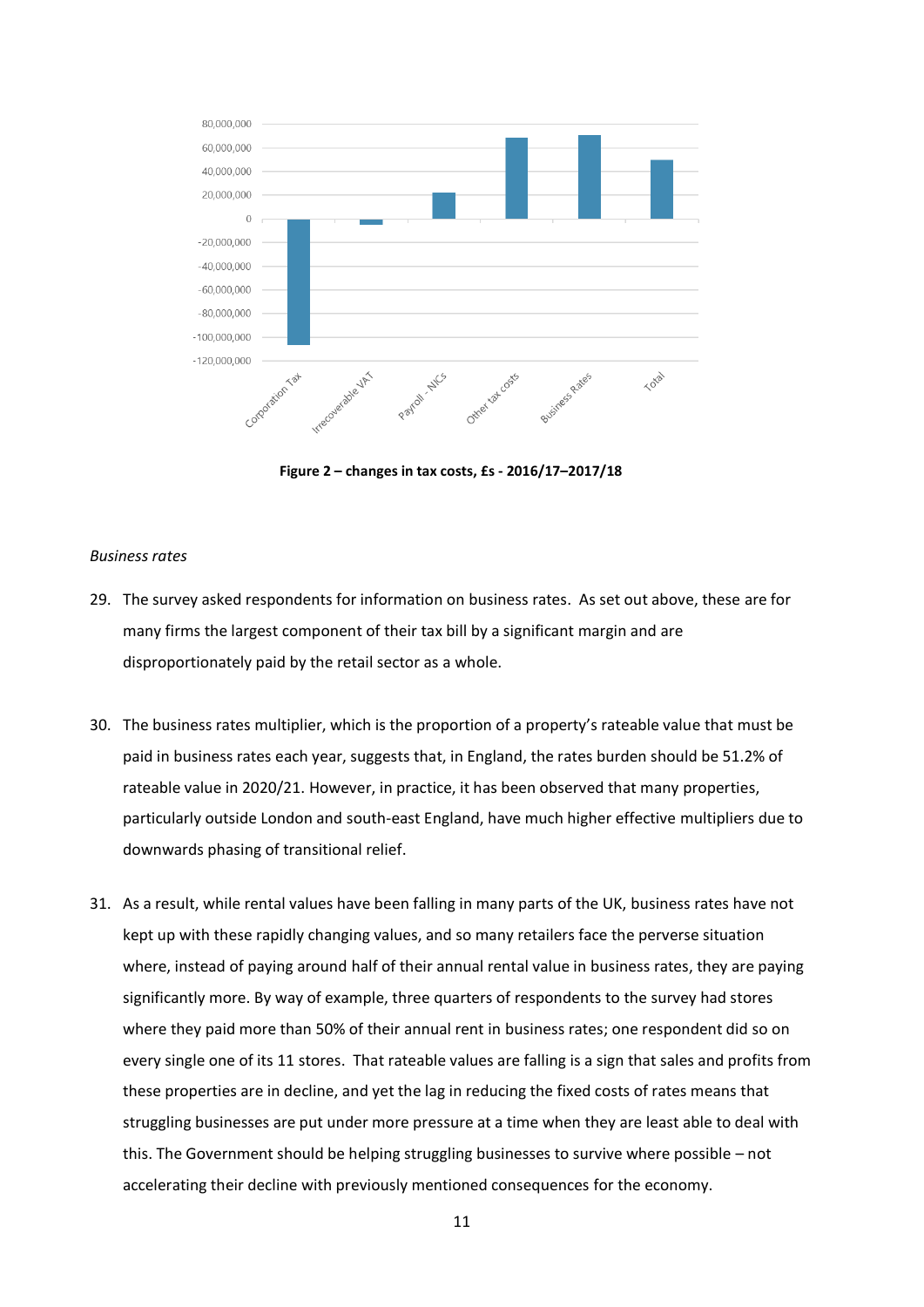**Figure 2 – changes in tax costs, £s - 2016/17–2017/18**

*Business rates*

29. The survey asked respondents for information on business rates. As set out above, these are for many firms the largest component of their tax bill by a significant margin and are disproportionately paid by the retail sector as a whole.

30. The business rates multiplier, which is the proportion of a property's rateable value that must be paid in business rates each year, suggests that, in England, the rates burden should be 51.2% of rateable value in 2020/21. However, in practice, it has been observed that many properties, particularly outside London and south-east England, have much higher effective multipliers due to downwards phasing of transitional relief.

31. As a result, while rental values have been falling in many parts of the UK, business rates have not kept up with these rapidly changing values, and so many retailers face the perverse situation where, instead of paying around half of their annual rental value in business rates, they are paying significantly more. By way of example, three quarters of respondents to the survey had stores where they paid more than 50% of their annual rent in business rates; one respondent did so on every single one of its 11 stores. That rateable values are falling is a sign that sales and profits from these properties are in decline, and yet the lag in reducing the fixed costs of rates means that struggling businesses are put under more pressure at a time when they are least able to deal with this. The Government should be helping struggling businesses to survive where possible – not accelerating their decline with previously mentioned consequences for the economy.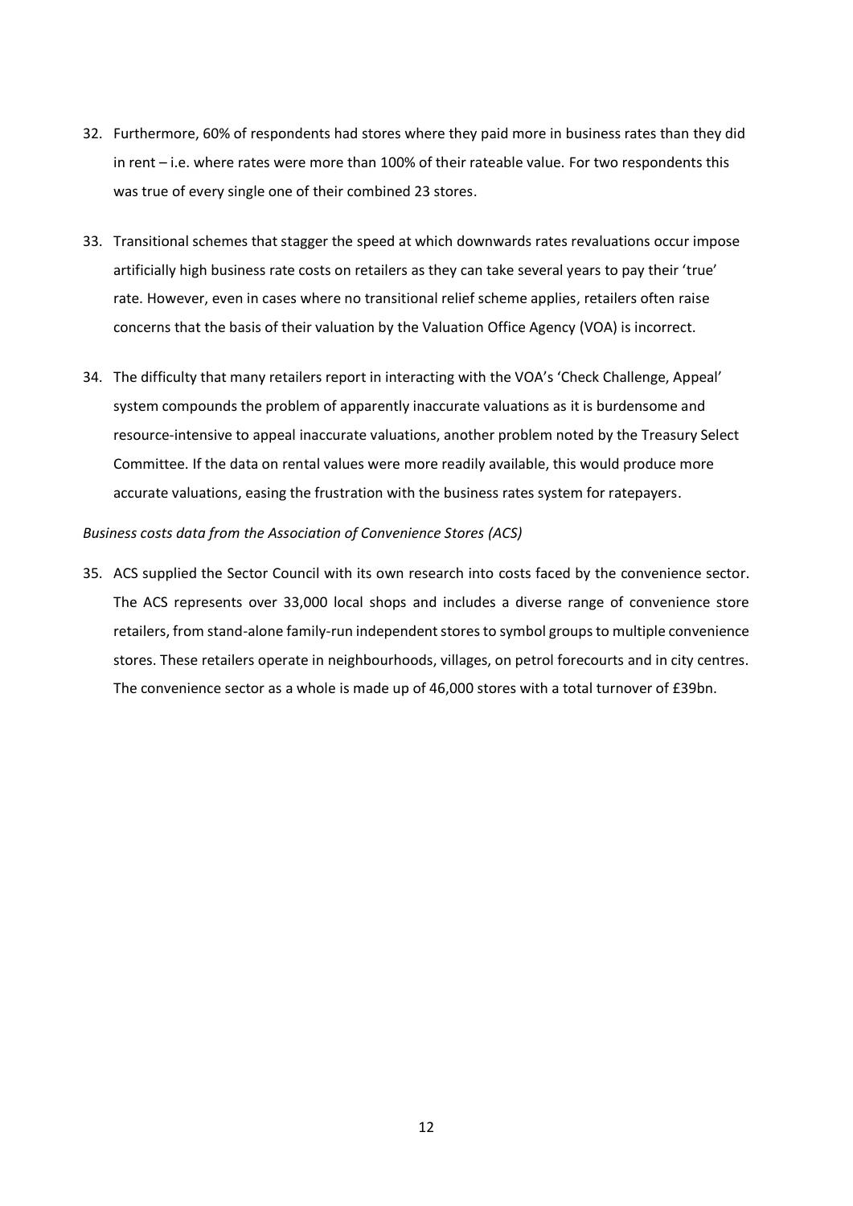32. Furthermore, 60% of respondents had stores where they paid more in business rates than they did in rent – i.e. where rates were more than 100% of their rateable value. For two respondents this was true of every single one of their combined 23 stores.

33. Transitional schemes that stagger the speed at which downwards rates revaluations occur impose artificially high business rate costs on retailers as they can take several years to pay their 'true' rate. However, even in cases where no transitional relief scheme applies, retailers often raise concerns that the basis of their valuation by the Valuation Office Agency (VOA) is incorrect.

34. The difficulty that many retailers report in interacting with the VOA's 'Check Challenge, Appeal' system compounds the problem of apparently inaccurate valuations as it is burdensome and resource-intensive to appeal inaccurate valuations, another problem noted by the Treasury Select Committee. If the data on rental values were more readily available, this would produce more accurate valuations, easing the frustration with the business rates system for ratepayers.

*Business costs data from the Association of Convenience Stores (ACS)*

35. ACS supplied the Sector Council with its own research into costs faced by the convenience sector. The ACS represents over 33,000 local shops and includes a diverse range of convenience store retailers, from stand-alone family-run independent stores to symbol groups to multiple convenience stores. These retailers operate in neighbourhoods, villages, on petrol forecourts and in city centres. The convenience sector as a whole is made up of 46,000 stores with a total turnover of £39bn.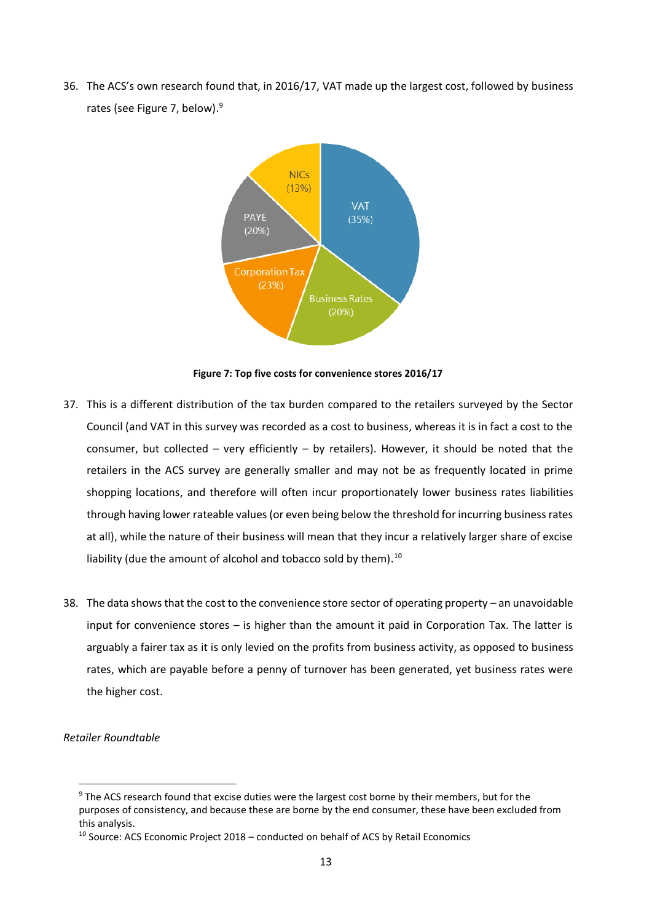36. The ACS's own research found that, in 2016/17, VAT made up the largest cost, followed by business rates (see Figure 7, below).[9]

**Figure 7: Top five costs for convenience stores 2016/17**

37. This is a different distribution of the tax burden compared to the retailers surveyed by the Sector Council (and VAT in this survey was recorded as a cost to business, whereas it is in fact a cost to the consumer, but collected – very efficiently – by retailers). However, it should be noted that the retailers in the ACS survey are generally smaller and may not be as frequently located in prime shopping locations, and therefore will often incur proportionately lower business rates liabilities through having lower rateable values (or even being below the threshold for incurring business rates at all), while the nature of their business will mean that they incur a relatively larger share of excise liability (due the amount of alcohol and tobacco sold by them).[10]

38. The data shows that the cost to the convenience store sector of operating property – an unavoidable input for convenience stores – is higher than the amount it paid in Corporation Tax. The latter is arguably a fairer tax as it is only levied on the profits from business activity, as opposed to business rates, which are payable before a penny of turnover has been generated, yet business rates were the higher cost.

*Retailer Roundtable*

[9] The ACS research found that excise duties were the largest cost borne by their members, but for the purposes of consistency, and because these are borne by the end consumer, these have been excluded from this analysis.

[10] Source: ACS Economic Project 2018 – conducted on behalf of ACS by Retail Economics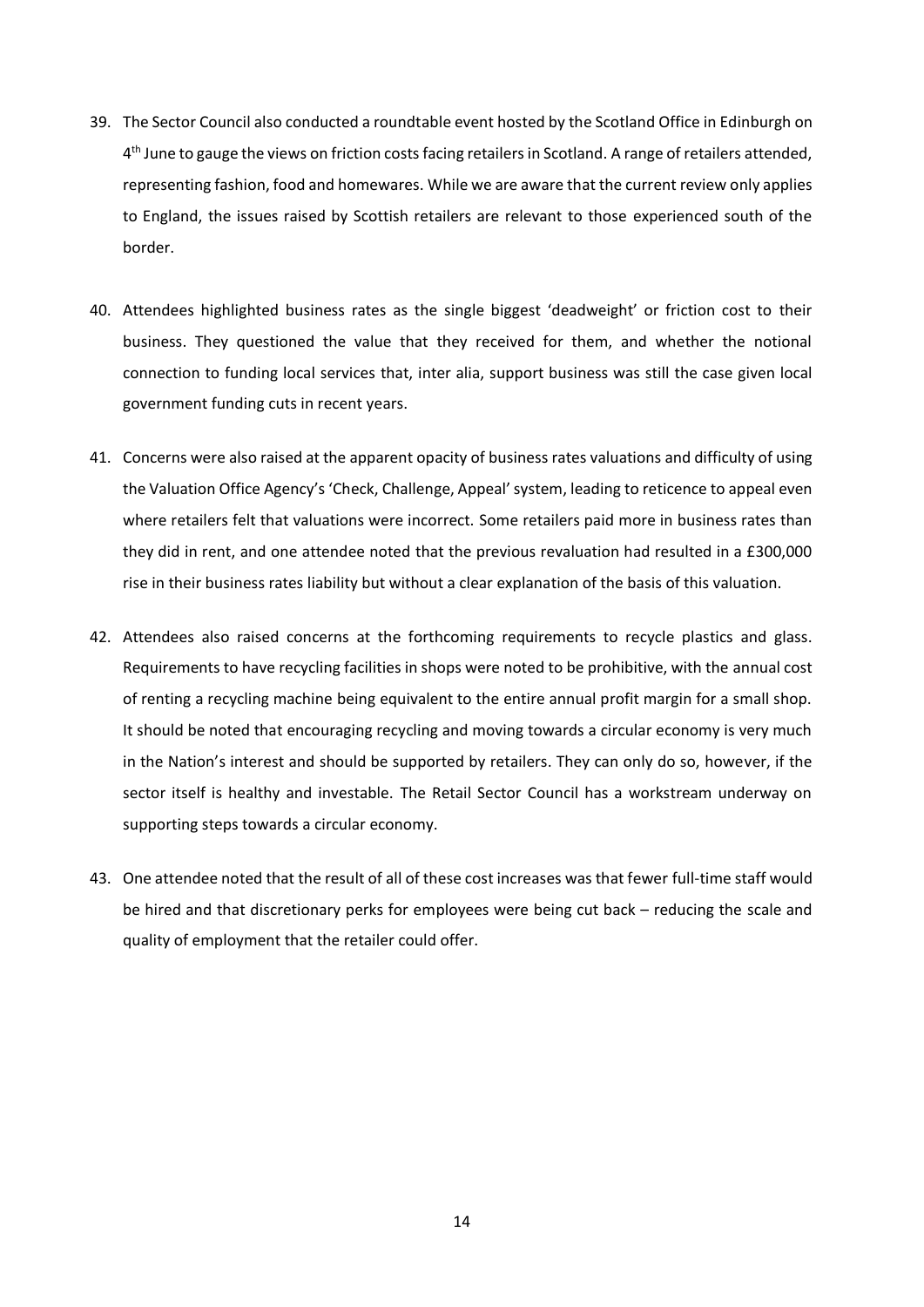39. The Sector Council also conducted a roundtable event hosted by the Scotland Office in Edinburgh on 4th June to gauge the views on friction costs facing retailers in Scotland. A range of retailers attended, representing fashion, food and homewares. While we are aware that the current review only applies to England, the issues raised by Scottish retailers are relevant to those experienced south of the border.

40. Attendees highlighted business rates as the single biggest 'deadweight' or friction cost to their business. They questioned the value that they received for them, and whether the notional connection to funding local services that, inter alia, support business was still the case given local government funding cuts in recent years.

41. Concerns were also raised at the apparent opacity of business rates valuations and difficulty of using the Valuation Office Agency's 'Check, Challenge, Appeal' system, leading to reticence to appeal even where retailers felt that valuations were incorrect. Some retailers paid more in business rates than they did in rent, and one attendee noted that the previous revaluation had resulted in a £300,000 rise in their business rates liability but without a clear explanation of the basis of this valuation.

42. Attendees also raised concerns at the forthcoming requirements to recycle plastics and glass. Requirements to have recycling facilities in shops were noted to be prohibitive, with the annual cost of renting a recycling machine being equivalent to the entire annual profit margin for a small shop. It should be noted that encouraging recycling and moving towards a circular economy is very much in the Nation's interest and should be supported by retailers. They can only do so, however, if the sector itself is healthy and investable. The Retail Sector Council has a workstream underway on supporting steps towards a circular economy.

43. One attendee noted that the result of all of these cost increases was that fewer full-time staff would be hired and that discretionary perks for employees were being cut back – reducing the scale and quality of employment that the retailer could offer.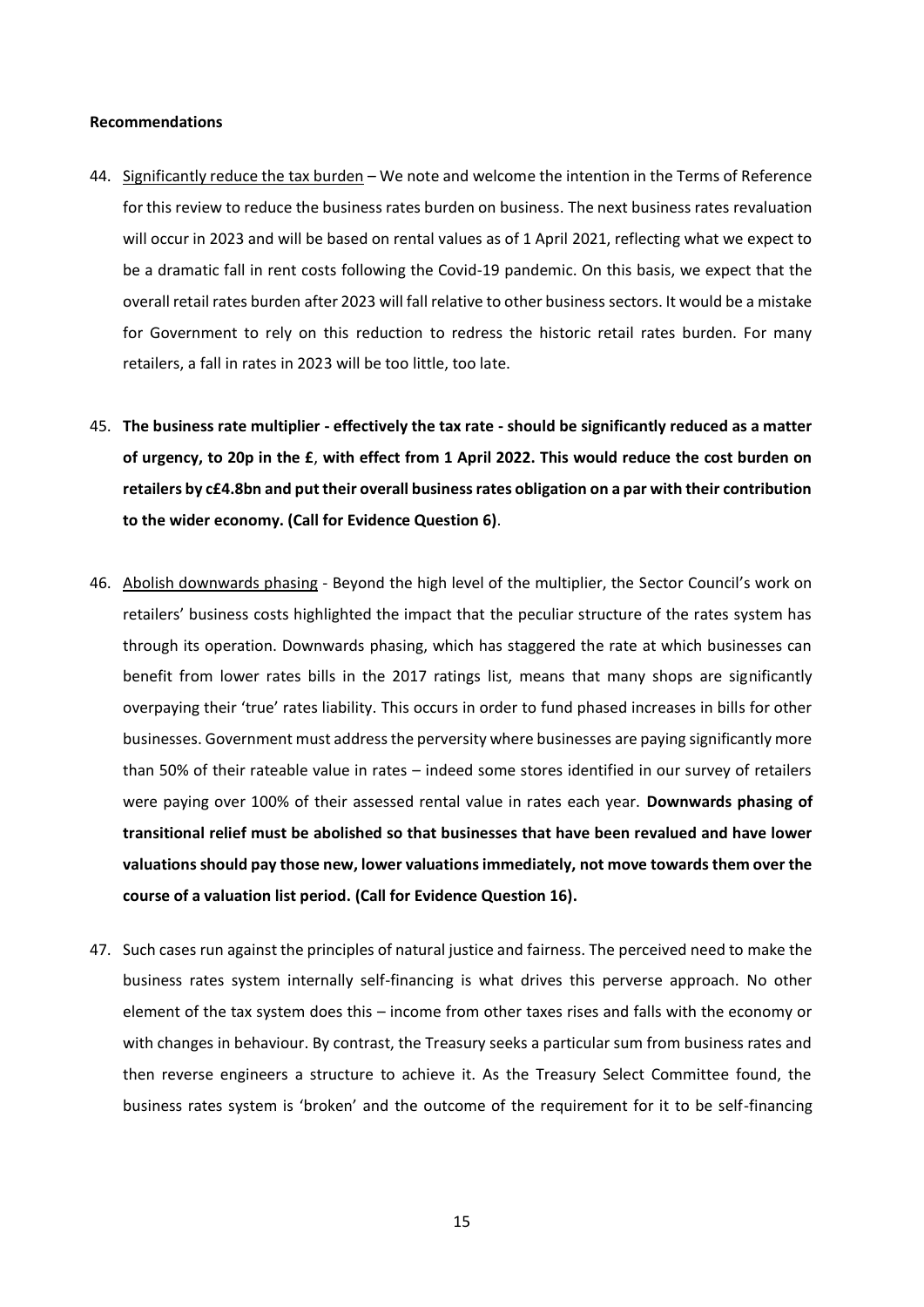**Recommendations**

44. <u>Significantly reduce the tax burden</u> – We note and welcome the intention in the Terms of Reference for this review to reduce the business rates burden on business. The next business rates revaluation will occur in 2023 and will be based on rental values as of 1 April 2021, reflecting what we expect to be a dramatic fall in rent costs following the Covid-19 pandemic. On this basis, we expect that the overall retail rates burden after 2023 will fall relative to other business sectors. It would be a mistake for Government to rely on this reduction to redress the historic retail rates burden. For many retailers, a fall in rates in 2023 will be too little, too late.

45. **The business rate multiplier - effectively the tax rate - should be significantly reduced as a matter of urgency, to 20p in the £, with effect from 1 April 2022. This would reduce the cost burden on retailers by c£4.8bn and put their overall business rates obligation on a par with their contribution to the wider economy. (Call for Evidence Question 6)**.

46. <u>Abolish downwards phasing</u> - Beyond the high level of the multiplier, the Sector Council's work on retailers' business costs highlighted the impact that the peculiar structure of the rates system has through its operation. Downwards phasing, which has staggered the rate at which businesses can benefit from lower rates bills in the 2017 ratings list, means that many shops are significantly overpaying their 'true' rates liability. This occurs in order to fund phased increases in bills for other businesses. Government must address the perversity where businesses are paying significantly more than 50% of their rateable value in rates – indeed some stores identified in our survey of retailers were paying over 100% of their assessed rental value in rates each year. **Downwards phasing of transitional relief must be abolished so that businesses that have been revalued and have lower valuations should pay those new, lower valuations immediately, not move towards them over the course of a valuation list period. (Call for Evidence Question 16).**

47. Such cases run against the principles of natural justice and fairness. The perceived need to make the business rates system internally self-financing is what drives this perverse approach. No other element of the tax system does this – income from other taxes rises and falls with the economy or with changes in behaviour. By contrast, the Treasury seeks a particular sum from business rates and then reverse engineers a structure to achieve it. As the Treasury Select Committee found, the business rates system is 'broken' and the outcome of the requirement for it to be self-financing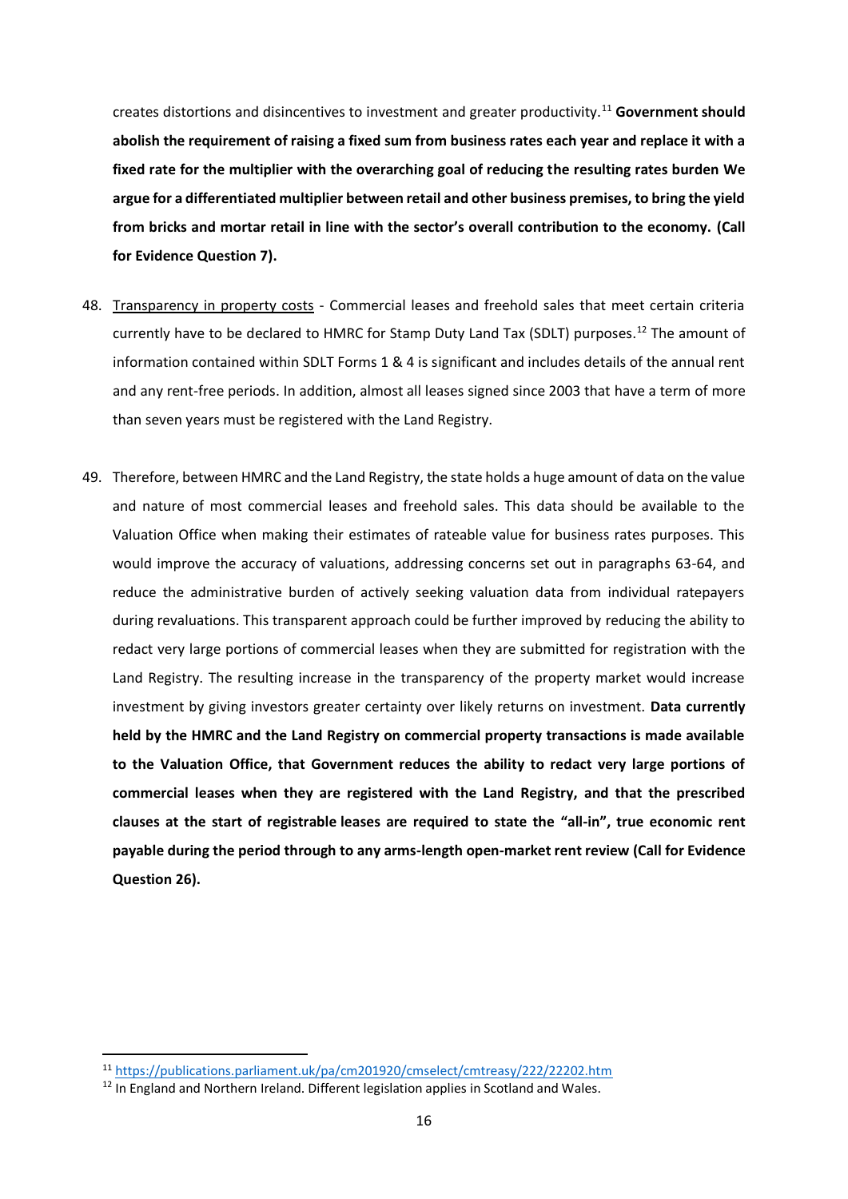creates distortions and disincentives to investment and greater productivity.[11] **Government should abolish the requirement of raising a fixed sum from business rates each year and replace it with a fixed rate for the multiplier with the overarching goal of reducing the resulting rates burden We argue for a differentiated multiplier between retail and other business premises, to bring the yield from bricks and mortar retail in line with the sector's overall contribution to the economy. (Call for Evidence Question 7).**

48. Transparency in property costs - Commercial leases and freehold sales that meet certain criteria currently have to be declared to HMRC for Stamp Duty Land Tax (SDLT) purposes.[12] The amount of information contained within SDLT Forms 1 & 4 is significant and includes details of the annual rent and any rent-free periods. In addition, almost all leases signed since 2003 that have a term of more than seven years must be registered with the Land Registry.

49. Therefore, between HMRC and the Land Registry, the state holds a huge amount of data on the value and nature of most commercial leases and freehold sales. This data should be available to the Valuation Office when making their estimates of rateable value for business rates purposes. This would improve the accuracy of valuations, addressing concerns set out in paragraphs 63-64, and reduce the administrative burden of actively seeking valuation data from individual ratepayers during revaluations. This transparent approach could be further improved by reducing the ability to redact very large portions of commercial leases when they are submitted for registration with the Land Registry. The resulting increase in the transparency of the property market would increase investment by giving investors greater certainty over likely returns on investment. **Data currently held by the HMRC and the Land Registry on commercial property transactions is made available to the Valuation Office, that Government reduces the ability to redact very large portions of commercial leases when they are registered with the Land Registry, and that the prescribed clauses at the start of registrable leases are required to state the "all-in", true economic rent payable during the period through to any arms-length open-market rent review (Call for Evidence Question 26).**

---

[11] https://publications.parliament.uk/pa/cm201920/cmselect/cmtreasy/222/22202.htm

[12] In England and Northern Ireland. Different legislation applies in Scotland and Wales.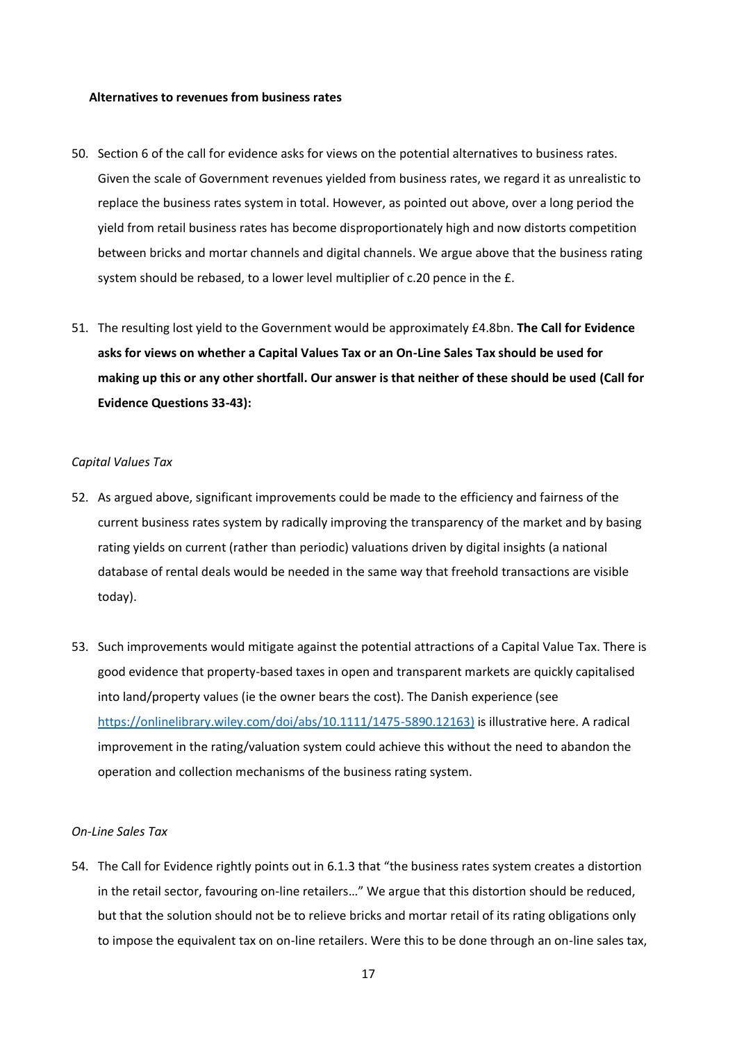**Alternatives to revenues from business rates**

50. Section 6 of the call for evidence asks for views on the potential alternatives to business rates. Given the scale of Government revenues yielded from business rates, we regard it as unrealistic to replace the business rates system in total. However, as pointed out above, over a long period the yield from retail business rates has become disproportionately high and now distorts competition between bricks and mortar channels and digital channels. We argue above that the business rating system should be rebased, to a lower level multiplier of c.20 pence in the £.

51. The resulting lost yield to the Government would be approximately £4.8bn. **The Call for Evidence asks for views on whether a Capital Values Tax or an On-Line Sales Tax should be used for making up this or any other shortfall. Our answer is that neither of these should be used (Call for Evidence Questions 33-43):**

*Capital Values Tax*

52. As argued above, significant improvements could be made to the efficiency and fairness of the current business rates system by radically improving the transparency of the market and by basing rating yields on current (rather than periodic) valuations driven by digital insights (a national database of rental deals would be needed in the same way that freehold transactions are visible today).

53. Such improvements would mitigate against the potential attractions of a Capital Value Tax. There is good evidence that property-based taxes in open and transparent markets are quickly capitalised into land/property values (ie the owner bears the cost). The Danish experience (see [https://onlinelibrary.wiley.com/doi/abs/10.1111/1475-5890.12163)](https://onlinelibrary.wiley.com/doi/abs/10.1111/1475-5890.12163) is illustrative here. A radical improvement in the rating/valuation system could achieve this without the need to abandon the operation and collection mechanisms of the business rating system.

*On-Line Sales Tax*

54. The Call for Evidence rightly points out in 6.1.3 that "the business rates system creates a distortion in the retail sector, favouring on-line retailers…" We argue that this distortion should be reduced, but that the solution should not be to relieve bricks and mortar retail of its rating obligations only to impose the equivalent tax on on-line retailers. Were this to be done through an on-line sales tax,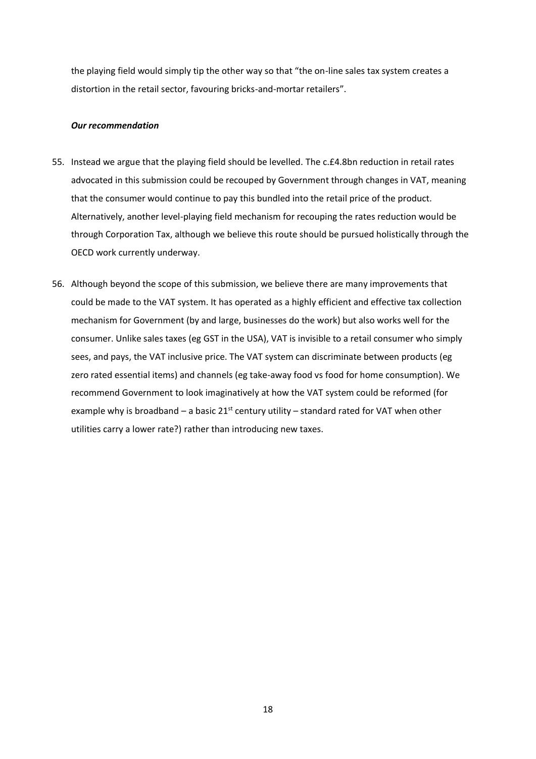the playing field would simply tip the other way so that "the on-line sales tax system creates a distortion in the retail sector, favouring bricks-and-mortar retailers".

***Our recommendation***

55. Instead we argue that the playing field should be levelled. The c.£4.8bn reduction in retail rates advocated in this submission could be recouped by Government through changes in VAT, meaning that the consumer would continue to pay this bundled into the retail price of the product. Alternatively, another level-playing field mechanism for recouping the rates reduction would be through Corporation Tax, although we believe this route should be pursued holistically through the OECD work currently underway.

56. Although beyond the scope of this submission, we believe there are many improvements that could be made to the VAT system. It has operated as a highly efficient and effective tax collection mechanism for Government (by and large, businesses do the work) but also works well for the consumer. Unlike sales taxes (eg GST in the USA), VAT is invisible to a retail consumer who simply sees, and pays, the VAT inclusive price. The VAT system can discriminate between products (eg zero rated essential items) and channels (eg take-away food vs food for home consumption). We recommend Government to look imaginatively at how the VAT system could be reformed (for example why is broadband – a basic 21st century utility – standard rated for VAT when other utilities carry a lower rate?) rather than introducing new taxes.